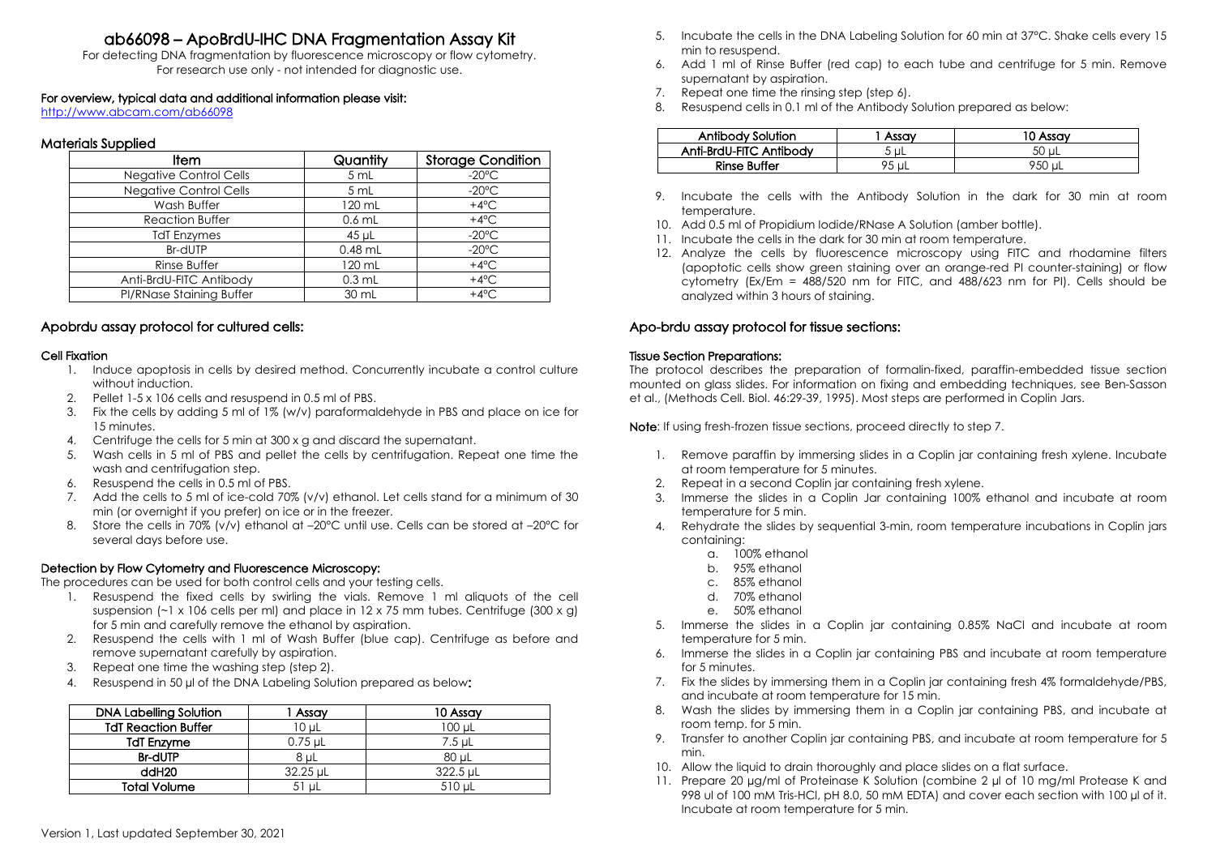# ab66098 – ApoBrdU-IHC DNA Fragmentation Assay Kit

For detecting DNA fragmentation by fluorescence microscopy or flow cytometry.
For research use only - not intended for diagnostic use.

**For overview, typical data and additional information please visit:**
http://www.abcam.com/ab66098

## Materials Supplied

| Item | Quantity | Storage Condition |
|---|---|---|
| Negative Control Cells | 5 mL | -20°C |
| Negative Control Cells | 5 mL | -20°C |
| Wash Buffer | 120 mL | +4°C |
| Reaction Buffer | 0.6 mL | +4°C |
| TdT Enzymes | 45 µL | -20°C |
| Br-dUTP | 0.48 mL | -20°C |
| Rinse Buffer | 120 mL | +4°C |
| Anti-BrdU-FITC Antibody | 0.3 mL | +4°C |
| PI/RNase Staining Buffer | 30 mL | +4°C |

## Apobrdu assay protocol for cultured cells:

### Cell Fixation

1. Induce apoptosis in cells by desired method. Concurrently incubate a control culture without induction.
2. Pellet 1-5 x 106 cells and resuspend in 0.5 ml of PBS.
3. Fix the cells by adding 5 ml of 1% (w/v) paraformaldehyde in PBS and place on ice for 15 minutes.
4. Centrifuge the cells for 5 min at 300 x g and discard the supernatant.
5. Wash cells in 5 ml of PBS and pellet the cells by centrifugation. Repeat one time the wash and centrifugation step.
6. Resuspend the cells in 0.5 ml of PBS.
7. Add the cells to 5 ml of ice-cold 70% (v/v) ethanol. Let cells stand for a minimum of 30 min (or overnight if you prefer) on ice or in the freezer.
8. Store the cells in 70% (v/v) ethanol at –20°C until use. Cells can be stored at –20°C for several days before use.

### Detection by Flow Cytometry and Fluorescence Microscopy:

The procedures can be used for both control cells and your testing cells.

1. Resuspend the fixed cells by swirling the vials. Remove 1 ml aliquots of the cell suspension (~1 x 106 cells per ml) and place in 12 x 75 mm tubes. Centrifuge (300 x g) for 5 min and carefully remove the ethanol by aspiration.
2. Resuspend the cells with 1 ml of Wash Buffer (blue cap). Centrifuge as before and remove supernatant carefully by aspiration.
3. Repeat one time the washing step (step 2).
4. Resuspend in 50 µl of the DNA Labeling Solution prepared as below:

| DNA Labelling Solution | 1 Assay | 10 Assay |
|---|---|---|
| TdT Reaction Buffer | 10 µL | 100 µL |
| TdT Enzyme | 0.75 µL | 7.5 µL |
| Br-dUTP | 8 µL | 80 µL |
| ddH20 | 32.25 µL | 322.5 µL |
| Total Volume | 51 µL | 510 µL |

5. Incubate the cells in the DNA Labeling Solution for 60 min at 37°C. Shake cells every 15 min to resuspend.
6. Add 1 ml of Rinse Buffer (red cap) to each tube and centrifuge for 5 min. Remove supernatant by aspiration.
7. Repeat one time the rinsing step (step 6).
8. Resuspend cells in 0.1 ml of the Antibody Solution prepared as below:

| Antibody Solution | 1 Assay | 10 Assay |
|---|---|---|
| Anti-BrdU-FITC Antibody | 5 µL | 50 µL |
| Rinse Buffer | 95 µL | 950 µL |

9. Incubate the cells with the Antibody Solution in the dark for 30 min at room temperature.
10. Add 0.5 ml of Propidium Iodide/RNase A Solution (amber bottle).
11. Incubate the cells in the dark for 30 min at room temperature.
12. Analyze the cells by fluorescence microscopy using FITC and rhodamine filters (apoptotic cells show green staining over an orange-red PI counter-staining) or flow cytometry (Ex/Em = 488/520 nm for FITC, and 488/623 nm for PI). Cells should be analyzed within 3 hours of staining.

## Apo-brdu assay protocol for tissue sections:

### Tissue Section Preparations:

The protocol describes the preparation of formalin-fixed, paraffin-embedded tissue section mounted on glass slides. For information on fixing and embedding techniques, see Ben-Sasson et al., (Methods Cell. Biol. 46:29-39, 1995). Most steps are performed in Coplin Jars.

*Note: If using fresh-frozen tissue sections, proceed directly to step 7.*

1. Remove paraffin by immersing slides in a Coplin jar containing fresh xylene. Incubate at room temperature for 5 minutes.
2. Repeat in a second Coplin jar containing fresh xylene.
3. Immerse the slides in a Coplin Jar containing 100% ethanol and incubate at room temperature for 5 min.
4. Rehydrate the slides by sequential 3-min, room temperature incubations in Coplin jars containing:
   a. 100% ethanol
   b. 95% ethanol
   c. 85% ethanol
   d. 70% ethanol
   e. 50% ethanol
5. Immerse the slides in a Coplin jar containing 0.85% NaCl and incubate at room temperature for 5 min.
6. Immerse the slides in a Coplin jar containing PBS and incubate at room temperature for 5 minutes.
7. Fix the slides by immersing them in a Coplin jar containing fresh 4% formaldehyde/PBS, and incubate at room temperature for 15 min.
8. Wash the slides by immersing them in a Coplin jar containing PBS, and incubate at room temp. for 5 min.
9. Transfer to another Coplin jar containing PBS, and incubate at room temperature for 5 min.
10. Allow the liquid to drain thoroughly and place slides on a flat surface.
11. Prepare 20 µg/ml of Proteinase K Solution (combine 2 µl of 10 mg/ml Protease K and 998 ul of 100 mM Tris-HCl, pH 8.0, 50 mM EDTA) and cover each section with 100 µl of it. Incubate at room temperature for 5 min.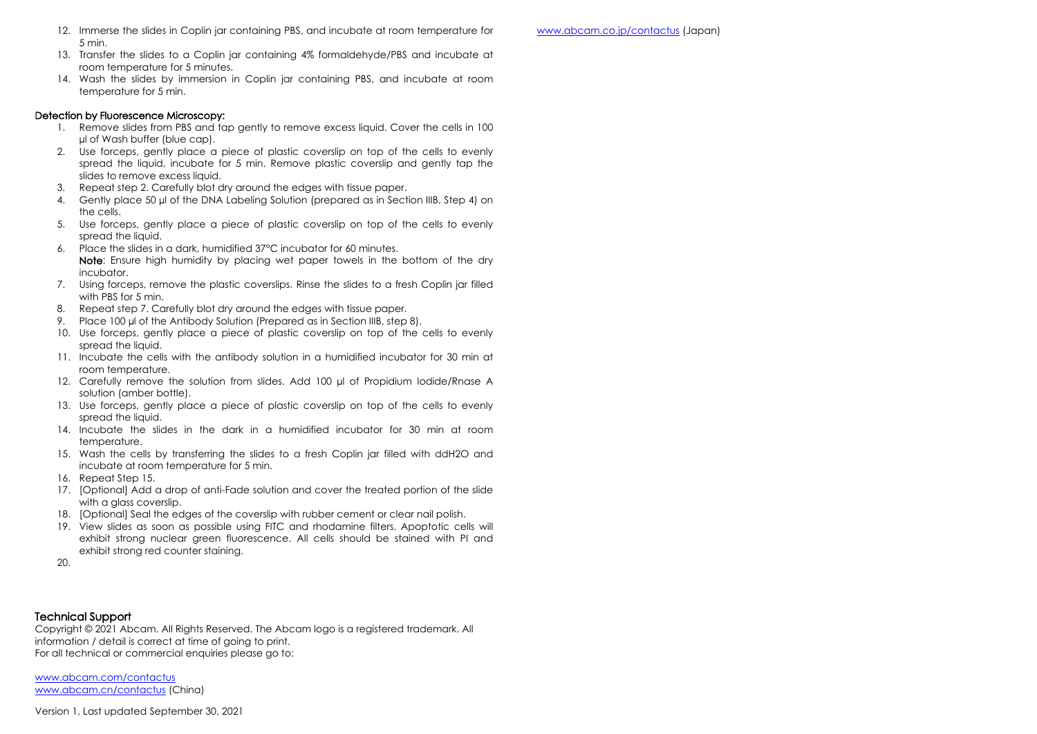12. Immerse the slides in Coplin jar containing PBS, and incubate at room temperature for 5 min.
13. Transfer the slides to a Coplin jar containing 4% formaldehyde/PBS and incubate at room temperature for 5 minutes.
14. Wash the slides by immersion in Coplin jar containing PBS, and incubate at room temperature for 5 min.

### Detection by Fluorescence Microscopy:

1. Remove slides from PBS and tap gently to remove excess liquid. Cover the cells in 100 µl of Wash buffer (blue cap).
2. Use forceps, gently place a piece of plastic coverslip on top of the cells to evenly spread the liquid, incubate for 5 min. Remove plastic coverslip and gently tap the slides to remove excess liquid.
3. Repeat step 2. Carefully blot dry around the edges with tissue paper.
4. Gently place 50 µl of the DNA Labeling Solution (prepared as in Section IIIB, Step 4) on the cells.
5. Use forceps, gently place a piece of plastic coverslip on top of the cells to evenly spread the liquid.
6. Place the slides in a dark, humidified 37°C incubator for 60 minutes.
   **Note**: Ensure high humidity by placing wet paper towels in the bottom of the dry incubator.
7. Using forceps, remove the plastic coverslips. Rinse the slides to a fresh Coplin jar filled with PBS for 5 min.
8. Repeat step 7. Carefully blot dry around the edges with tissue paper.
9. Place 100 µl of the Antibody Solution (Prepared as in Section IIIB, step 8).
10. Use forceps, gently place a piece of plastic coverslip on top of the cells to evenly spread the liquid.
11. Incubate the cells with the antibody solution in a humidified incubator for 30 min at room temperature.
12. Carefully remove the solution from slides. Add 100 µl of Propidium Iodide/Rnase A solution (amber bottle).
13. Use forceps, gently place a piece of plastic coverslip on top of the cells to evenly spread the liquid.
14. Incubate the slides in the dark in a humidified incubator for 30 min at room temperature.
15. Wash the cells by transferring the slides to a fresh Coplin jar filled with ddH2O and incubate at room temperature for 5 min.
16. Repeat Step 15.
17. [Optional] Add a drop of anti-Fade solution and cover the treated portion of the slide with a glass coverslip.
18. [Optional] Seal the edges of the coverslip with rubber cement or clear nail polish.
19. View slides as soon as possible using FITC and rhodamine filters. Apoptotic cells will exhibit strong nuclear green fluorescence. All cells should be stained with PI and exhibit strong red counter staining.
20.

## Technical Support

Copyright © 2021 Abcam. All Rights Reserved. The Abcam logo is a registered trademark. All information / detail is correct at time of going to print.
For all technical or commercial enquiries please go to:

www.abcam.com/contactus
www.abcam.cn/contactus (China)
www.abcam.co.jp/contactus (Japan)

Version 1, Last updated September 30, 2021